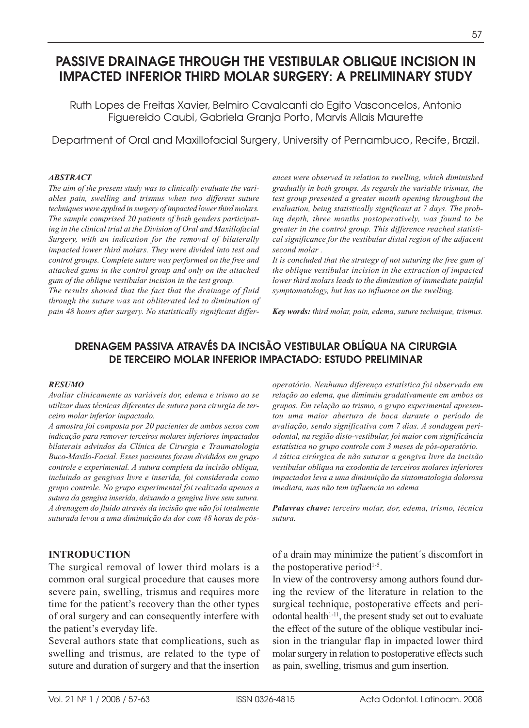# PASSIVE DRAINAGE THROUGH THE VESTIBULAR OBLIQUE INCISION IN IMPACTED INFERIOR THIRD MOLAR SURGERY: A PRELIMINARY STUDY

Ruth Lopes de Freitas Xavier, Belmiro Cavalcanti do Egito Vasconcelos, Antonio Figuereido Caubi, Gabriela Granja Porto, Marvis Allais Maurette

Department of Oral and Maxillofacial Surgery, University of Pernambuco, Recife, Brazil.

### *ABSTRACT*

*The aim of the present study was to clinically evaluate the variables pain, swelling and trismus when two different suture techniques were applied in surgery of impacted lower third molars. The sample comprised 20 patients of both genders participating in the clinical trial at the Division of Oral and Maxillofacial Surgery, with an indication for the removal of bilaterally impacted lower third molars. They were divided into test and control groups. Complete suture was performed on the free and attached gums in the control group and only on the attached gum of the oblique vestibular incision in the test group.*

*The results showed that the fact that the drainage of fluid through the suture was not obliterated led to diminution of pain 48 hours after surgery. No statistically significant differences were observed in relation to swelling, which diminished gradually in both groups. As regards the variable trismus, the test group presented a greater mouth opening throughout the evaluation, being statistically significant at 7 days. The probing depth, three months postoperatively, was found to be greater in the control group. This difference reached statistical significance for the vestibular distal region of the adjacent second molar .*

*It is concluded that the strategy of not suturing the free gum of the oblique vestibular incision in the extraction of impacted lower third molars leads to the diminution of immediate painful symptomatology, but has no influence on the swelling.*

***Key words:** third molar, pain, edema, suture technique, trismus.*

## DRENAGEM PASSIVA ATRAVÉS DA INCISÃO VESTIBULAR OBLÍQUA NA CIRURGIA DE TERCEIRO MOLAR INFERIOR IMPACTADO: ESTUDO PRELIMINAR

### *RESUMO*

*Avaliar clinicamente as variáveis dor, edema e trismo ao se utilizar duas técnicas diferentes de sutura para cirurgia de terceiro molar inferior impactado.*

*A amostra foi composta por 20 pacientes de ambos sexos com indicação para remover terceiros molares inferiores impactados bilaterais advindos da Clínica de Cirurgia e Traumatologia Buco-Maxilo-Facial. Esses pacientes foram divididos em grupo controle e experimental. A sutura completa da incisão oblíqua, incluindo as gengivas livre e inserida, foi considerada como grupo controle. No grupo experimental foi realizada apenas a sutura da gengiva inserida, deixando a gengiva livre sem sutura. A drenagem do fluido através da incisão que não foi totalmente suturada levou a uma diminuição da dor com 48 horas de pós-operatório. Nenhuma diferença estatística foi observada em relação ao edema, que diminuiu gradativamente em ambos os grupos. Em relação ao trismo, o grupo experimental apresentou uma maior abertura de boca durante o período de avaliação, sendo significativa com 7 dias. A sondagem periodontal, na região disto-vestibular, foi maior com significância estatística no grupo controle com 3 meses de pós-operatório.*

*A tática cirúrgica de não suturar a gengiva livre da incisão vestibular oblíqua na exodontia de terceiros molares inferiores impactados leva a uma diminuição da sintomatologia dolorosa imediata, mas não tem influencia no edema*

***Palavras chave:** terceiro molar, dor, edema, trismo, técnica sutura.*

## INTRODUCTION

The surgical removal of lower third molars is a common oral surgical procedure that causes more severe pain, swelling, trismus and requires more time for the patient's recovery than the other types of oral surgery and can consequently interfere with the patient's everyday life.

Several authors state that complications, such as swelling and trismus, are related to the type of suture and duration of surgery and that the insertion of a drain may minimize the patient´s discomfort in the postoperative period[1-5].

In view of the controversy among authors found during the review of the literature in relation to the surgical technique, postoperative effects and periodontal health[1-11], the present study set out to evaluate the effect of the suture of the oblique vestibular incision in the triangular flap in impacted lower third molar surgery in relation to postoperative effects such as pain, swelling, trismus and gum insertion.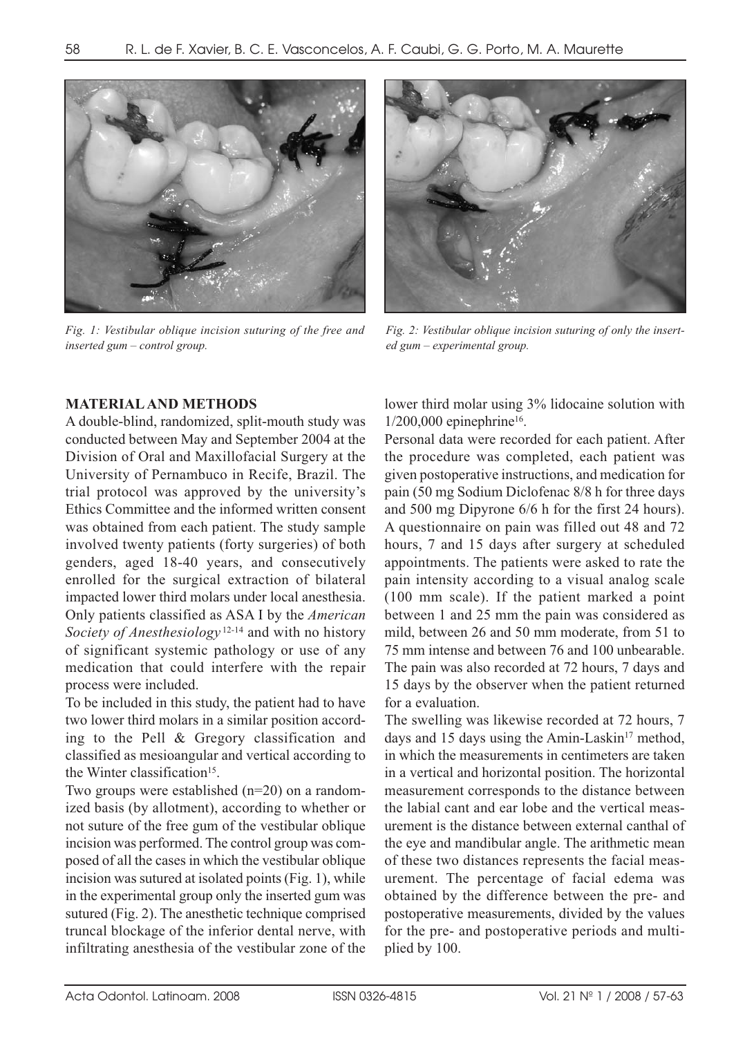*Fig. 1: Vestibular oblique incision suturing of the free and inserted gum – control group.*

*Fig. 2: Vestibular oblique incision suturing of only the inserted gum – experimental group.*

## MATERIAL AND METHODS

A double-blind, randomized, split-mouth study was conducted between May and September 2004 at the Division of Oral and Maxillofacial Surgery at the University of Pernambuco in Recife, Brazil. The trial protocol was approved by the university's Ethics Committee and the informed written consent was obtained from each patient. The study sample involved twenty patients (forty surgeries) of both genders, aged 18-40 years, and consecutively enrolled for the surgical extraction of bilateral impacted lower third molars under local anesthesia. Only patients classified as ASA I by the *American Society of Anesthesiology*[12-14] and with no history of significant systemic pathology or use of any medication that could interfere with the repair process were included.

To be included in this study, the patient had to have two lower third molars in a similar position according to the Pell & Gregory classification and classified as mesioangular and vertical according to the Winter classification[15].

Two groups were established (n=20) on a randomized basis (by allotment), according to whether or not suture of the free gum of the vestibular oblique incision was performed. The control group was composed of all the cases in which the vestibular oblique incision was sutured at isolated points (Fig. 1), while in the experimental group only the inserted gum was sutured (Fig. 2). The anesthetic technique comprised truncal blockage of the inferior dental nerve, with infiltrating anesthesia of the vestibular zone of the lower third molar using 3% lidocaine solution with 1/200,000 epinephrine[16].

Personal data were recorded for each patient. After the procedure was completed, each patient was given postoperative instructions, and medication for pain (50 mg Sodium Diclofenac 8/8 h for three days and 500 mg Dipyrone 6/6 h for the first 24 hours). A questionnaire on pain was filled out 48 and 72 hours, 7 and 15 days after surgery at scheduled appointments. The patients were asked to rate the pain intensity according to a visual analog scale (100 mm scale). If the patient marked a point between 1 and 25 mm the pain was considered as mild, between 26 and 50 mm moderate, from 51 to 75 mm intense and between 76 and 100 unbearable. The pain was also recorded at 72 hours, 7 days and 15 days by the observer when the patient returned for a evaluation.

The swelling was likewise recorded at 72 hours, 7 days and 15 days using the Amin-Laskin[17] method, in which the measurements in centimeters are taken in a vertical and horizontal position. The horizontal measurement corresponds to the distance between the labial cant and ear lobe and the vertical measurement is the distance between external canthal of the eye and mandibular angle. The arithmetic mean of these two distances represents the facial measurement. The percentage of facial edema was obtained by the difference between the pre- and postoperative measurements, divided by the values for the pre- and postoperative periods and multiplied by 100.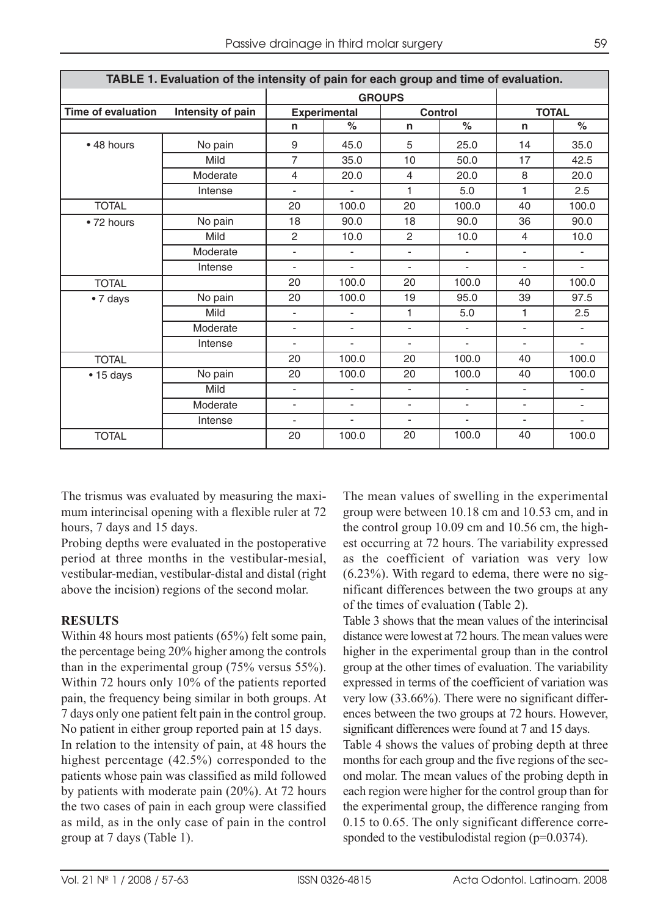**TABLE 1. Evaluation of the intensity of pain for each group and time of evaluation.**

| Time of evaluation | Intensity of pain | GROUPS | | | | TOTAL | |
|---|---|---|---|---|---|---|---|
| | | Experimental | | Control | | | |
| | | n | % | n | % | n | % |
| • 48 hours | No pain | 9 | 45.0 | 5 | 25.0 | 14 | 35.0 |
| | Mild | 7 | 35.0 | 10 | 50.0 | 17 | 42.5 |
| | Moderate | 4 | 20.0 | 4 | 20.0 | 8 | 20.0 |
| | Intense | - | - | 1 | 5.0 | 1 | 2.5 |
| TOTAL | | 20 | 100.0 | 20 | 100.0 | 40 | 100.0 |
| • 72 hours | No pain | 18 | 90.0 | 18 | 90.0 | 36 | 90.0 |
| | Mild | 2 | 10.0 | 2 | 10.0 | 4 | 10.0 |
| | Moderate | - | - | - | - | - | - |
| | Intense | - | - | - | - | - | - |
| TOTAL | | 20 | 100.0 | 20 | 100.0 | 40 | 100.0 |
| • 7 days | No pain | 20 | 100.0 | 19 | 95.0 | 39 | 97.5 |
| | Mild | - | - | 1 | 5.0 | 1 | 2.5 |
| | Moderate | - | - | - | - | - | - |
| | Intense | - | - | - | - | - | - |
| TOTAL | | 20 | 100.0 | 20 | 100.0 | 40 | 100.0 |
| • 15 days | No pain | 20 | 100.0 | 20 | 100.0 | 40 | 100.0 |
| | Mild | - | - | - | - | - | - |
| | Moderate | - | - | - | - | - | - |
| | Intense | - | - | - | - | - | - |
| TOTAL | | 20 | 100.0 | 20 | 100.0 | 40 | 100.0 |

The trismus was evaluated by measuring the maximum interincisal opening with a flexible ruler at 72 hours, 7 days and 15 days.

Probing depths were evaluated in the postoperative period at three months in the vestibular-mesial, vestibular-median, vestibular-distal and distal (right above the incision) regions of the second molar.

## RESULTS

Within 48 hours most patients (65%) felt some pain, the percentage being 20% higher among the controls than in the experimental group (75% versus 55%). Within 72 hours only 10% of the patients reported pain, the frequency being similar in both groups. At 7 days only one patient felt pain in the control group. No patient in either group reported pain at 15 days.

In relation to the intensity of pain, at 48 hours the highest percentage (42.5%) corresponded to the patients whose pain was classified as mild followed by patients with moderate pain (20%). At 72 hours the two cases of pain in each group were classified as mild, as in the only case of pain in the control group at 7 days (Table 1).

The mean values of swelling in the experimental group were between 10.18 cm and 10.53 cm, and in the control group 10.09 cm and 10.56 cm, the highest occurring at 72 hours. The variability expressed as the coefficient of variation was very low (6.23%). With regard to edema, there were no significant differences between the two groups at any of the times of evaluation (Table 2).

Table 3 shows that the mean values of the interincisal distance were lowest at 72 hours. The mean values were higher in the experimental group than in the control group at the other times of evaluation. The variability expressed in terms of the coefficient of variation was very low (33.66%). There were no significant differences between the two groups at 72 hours. However, significant differences were found at 7 and 15 days.

Table 4 shows the values of probing depth at three months for each group and the five regions of the second molar. The mean values of the probing depth in each region were higher for the control group than for the experimental group, the difference ranging from 0.15 to 0.65. The only significant difference corresponded to the vestibulodistal region (p=0.0374).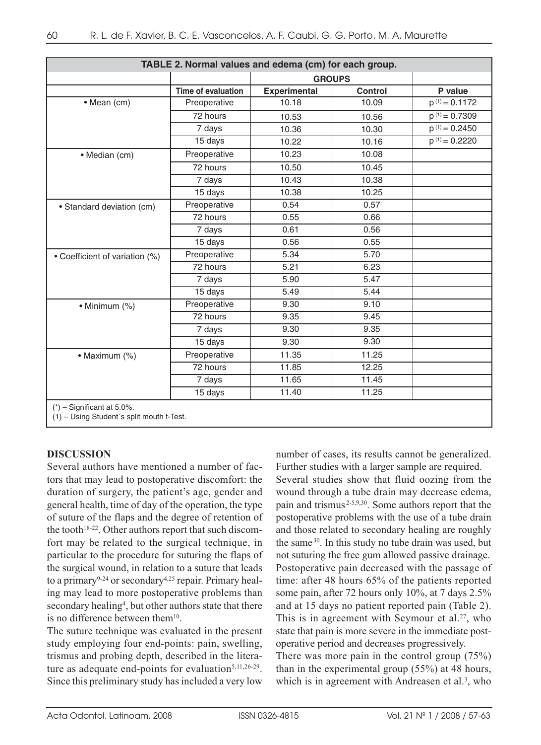**TABLE 2. Normal values and edema (cm) for each group.**

| | Time of evaluation | GROUPS | | P value |
|---|---|---|---|---|
| | | Experimental | Control | |
| • Mean (cm) | Preoperative | 10.18 | 10.09 | p [(1)] = 0.1172 |
| | 72 hours | 10.53 | 10.56 | p [(1)] = 0.7309 |
| | 7 days | 10.36 | 10.30 | p [(1)] = 0.2450 |
| | 15 days | 10.22 | 10.16 | p [(1)] = 0.2220 |
| • Median (cm) | Preoperative | 10.23 | 10.08 | |
| | 72 hours | 10.50 | 10.45 | |
| | 7 days | 10.43 | 10.38 | |
| | 15 days | 10.38 | 10.25 | |
| • Standard deviation (cm) | Preoperative | 0.54 | 0.57 | |
| | 72 hours | 0.55 | 0.66 | |
| | 7 days | 0.61 | 0.56 | |
| | 15 days | 0.56 | 0.55 | |
| • Coefficient of variation (%) | Preoperative | 5.34 | 5.70 | |
| | 72 hours | 5.21 | 6.23 | |
| | 7 days | 5.90 | 5.47 | |
| | 15 days | 5.49 | 5.44 | |
| • Minimum (%) | Preoperative | 9.30 | 9.10 | |
| | 72 hours | 9.35 | 9.45 | |
| | 7 days | 9.30 | 9.35 | |
| | 15 days | 9.30 | 9.30 | |
| • Maximum (%) | Preoperative | 11.35 | 11.25 | |
| | 72 hours | 11.85 | 12.25 | |
| | 7 days | 11.65 | 11.45 | |
| | 15 days | 11.40 | 11.25 | |

(*) – Significant at 5.0%.
(1) – Using Student´s split mouth t-Test.

## DISCUSSION

Several authors have mentioned a number of factors that may lead to postoperative discomfort: the duration of surgery, the patient's age, gender and general health, time of day of the operation, the type of suture of the flaps and the degree of retention of the tooth[18-22]. Other authors report that such discomfort may be related to the surgical technique, in particular to the procedure for suturing the flaps of the surgical wound, in relation to a suture that leads to a primary[9-24] or secondary[4,25] repair. Primary healing may lead to more postoperative problems than secondary healing[4], but other authors state that there is no difference between them[10].

The suture technique was evaluated in the present study employing four end-points: pain, swelling, trismus and probing depth, described in the literature as adequate end-points for evaluation[5,11,26-29]. Since this preliminary study has included a very low number of cases, its results cannot be generalized. Further studies with a larger sample are required.

Several studies show that fluid oozing from the wound through a tube drain may decrease edema, pain and trismus[2-5,9,30]. Some authors report that the postoperative problems with the use of a tube drain and those related to secondary healing are roughly the same[30]. In this study no tube drain was used, but not suturing the free gum allowed passive drainage.

Postoperative pain decreased with the passage of time: after 48 hours 65% of the patients reported some pain, after 72 hours only 10%, at 7 days 2.5% and at 15 days no patient reported pain (Table 2). This is in agreement with Seymour et al.[27], who state that pain is more severe in the immediate postoperative period and decreases progressively.

There was more pain in the control group (75%) than in the experimental group (55%) at 48 hours, which is in agreement with Andreasen et al.[3], who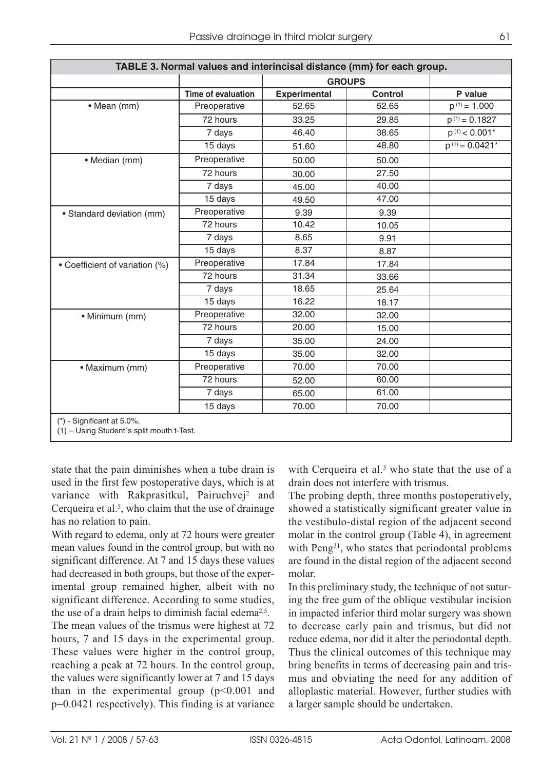**TABLE 3. Normal values and interincisal distance (mm) for each group.**

| | | GROUPS | | |
|---|---|---|---|---|
| | Time of evaluation | Experimental | Control | P value |
| • Mean (mm) | Preoperative | 52.65 | 52.65 | $p^{(1)} = 1.000$ |
| | 72 hours | 33.25 | 29.85 | $p^{(1)} = 0.1827$ |
| | 7 days | 46.40 | 38.65 | $p^{(1)} < 0.001$* |
| | 15 days | 51.60 | 48.80 | $p^{(1)} = 0.0421$* |
| • Median (mm) | Preoperative | 50.00 | 50.00 | |
| | 72 hours | 30.00 | 27.50 | |
| | 7 days | 45.00 | 40.00 | |
| | 15 days | 49.50 | 47.00 | |
| • Standard deviation (mm) | Preoperative | 9.39 | 9.39 | |
| | 72 hours | 10.42 | 10.05 | |
| | 7 days | 8.65 | 9.91 | |
| | 15 days | 8.37 | 8.87 | |
| • Coefficient of variation (%) | Preoperative | 17.84 | 17.84 | |
| | 72 hours | 31.34 | 33.66 | |
| | 7 days | 18.65 | 25.64 | |
| | 15 days | 16.22 | 18.17 | |
| • Minimum (mm) | Preoperative | 32.00 | 32.00 | |
| | 72 hours | 20.00 | 15.00 | |
| | 7 days | 35.00 | 24.00 | |
| | 15 days | 35.00 | 32.00 | |
| • Maximum (mm) | Preoperative | 70.00 | 70.00 | |
| | 72 hours | 52.00 | 60.00 | |
| | 7 days | 65.00 | 61.00 | |
| | 15 days | 70.00 | 70.00 | |

(*) - Significant at 5.0%.
(1) – Using Student´s split mouth t-Test.

state that the pain diminishes when a tube drain is used in the first few postoperative days, which is at variance with Rakprasitkul, Pairuchvej[2] and Cerqueira et al.[5], who claim that the use of drainage has no relation to pain.

With regard to edema, only at 72 hours were greater mean values found in the control group, but with no significant difference. At 7 and 15 days these values had decreased in both groups, but those of the experimental group remained higher, albeit with no significant difference. According to some studies, the use of a drain helps to diminish facial edema[2,5].

The mean values of the trismus were highest at 72 hours, 7 and 15 days in the experimental group. These values were higher in the control group, reaching a peak at 72 hours. In the control group, the values were significantly lower at 7 and 15 days than in the experimental group ($p<0.001$ and $p=0.0421$ respectively). This finding is at variance with Cerqueira et al.[5] who state that the use of a drain does not interfere with trismus.

The probing depth, three months postoperatively, showed a statistically significant greater value in the vestibulo-distal region of the adjacent second molar in the control group (Table 4), in agreement with Peng[31], who states that periodontal problems are found in the distal region of the adjacent second molar.

In this preliminary study, the technique of not suturing the free gum of the oblique vestibular incision in impacted inferior third molar surgery was shown to decrease early pain and trismus, but did not reduce edema, nor did it alter the periodontal depth. Thus the clinical outcomes of this technique may bring benefits in terms of decreasing pain and trismus and obviating the need for any addition of alloplastic material. However, further studies with a larger sample should be undertaken.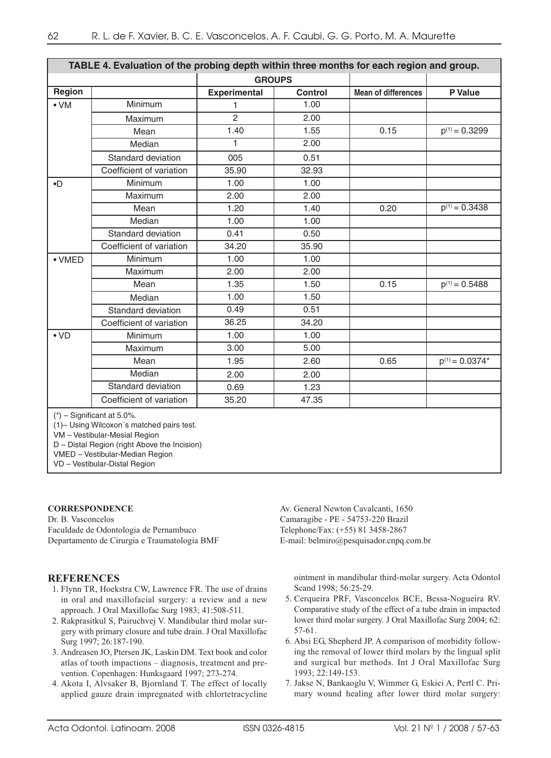**TABLE 4. Evaluation of the probing depth within three months for each region and group.**

| Region | | GROUPS | | Mean of differences | P Value |
|---|---|---|---|---|---|
| | | Experimental | Control | | |
| • VM | Minimum | 1 | 1.00 | | |
| | Maximum | 2 | 2.00 | | |
| | Mean | 1.40 | 1.55 | 0.15 | $p^{(1)} = 0.3299$ |
| | Median | 1 | 2.00 | | |
| | Standard deviation | 005 | 0.51 | | |
| | Coefficient of variation | 35.90 | 32.93 | | |
| •D | Minimum | 1.00 | 1.00 | | |
| | Maximum | 2.00 | 2.00 | | |
| | Mean | 1.20 | 1.40 | 0.20 | $p^{(1)} = 0.3438$ |
| | Median | 1.00 | 1.00 | | |
| | Standard deviation | 0.41 | 0.50 | | |
| | Coefficient of variation | 34.20 | 35.90 | | |
| • VMED | Minimum | 1.00 | 1.00 | | |
| | Maximum | 2.00 | 2.00 | | |
| | Mean | 1.35 | 1.50 | 0.15 | $p^{(1)} = 0.5488$ |
| | Median | 1.00 | 1.50 | | |
| | Standard deviation | 0.49 | 0.51 | | |
| | Coefficient of variation | 36.25 | 34.20 | | |
| • VD | Minimum | 1.00 | 1.00 | | |
| | Maximum | 3.00 | 5.00 | | |
| | Mean | 1.95 | 2.60 | 0.65 | $p^{(1)} = 0.0374^{*}$ |
| | Median | 2.00 | 2.00 | | |
| | Standard deviation | 0.69 | 1.23 | | |
| | Coefficient of variation | 35.20 | 47.35 | | |

(*) – Significant at 5.0%.
(1)– Using Wilcoxon´s matched pairs test.
VM – Vestibular-Mesial Region
D – Distal Region (right Above the Incision)
VMED – Vestibular-Median Region
VD – Vestibular-Distal Region

**CORRESPONDENCE**

Dr. B. Vasconcelos
Faculdade de Odontologia de Pernambuco
Departamento de Cirurgia e Traumatologia BMF
Av. General Newton Cavalcanti, 1650
Camaragibe - PE - 54753-220 Brazil
Telephone/Fax: (+55) 81 3458-2867
E-mail: belmiro@pesquisador.cnpq.com.br

## REFERENCES

1. Flynn TR, Hoekstra CW, Lawrence FR. The use of drains in oral and maxillofacial surgery: a review and a new approach. J Oral Maxillofac Surg 1983; 41:508-511.
2. Rakprasitkul S, Pairuchvej V. Mandibular third molar surgery with primary closure and tube drain. J Oral Maxillofac Surg 1997; 26:187-190.
3. Andreasen JO, Ptersen JK, Laskin DM. Text book and color atlas of tooth impactions – diagnosis, treatment and prevention. Copenhagen: Hunksgaard 1997; 273-274.
4. Akota I, Alvsaker B, Bjornland T. The effect of locally applied gauze drain impregnated with chlortetracycline ointment in mandibular third-molar surgery. Acta Odontol Scand 1998; 56:25-29.
5. Cerqueira PRF, Vasconcelos BCE, Bessa-Nogueira RV. Comparative study of the effect of a tube drain in impacted lower third molar surgery. J Oral Maxillofac Surg 2004; 62: 57-61.
6. Absi EG, Shepherd JP. A comparison of morbidity following the removal of lower third molars by the lingual split and surgical bur methods. Int J Oral Maxillofac Surg 1993; 22:149-153.
7. Jakse N, Bankaoglu V, Wimmer G, Eskici A, Pertl C. Primary wound healing after lower third molar surgery: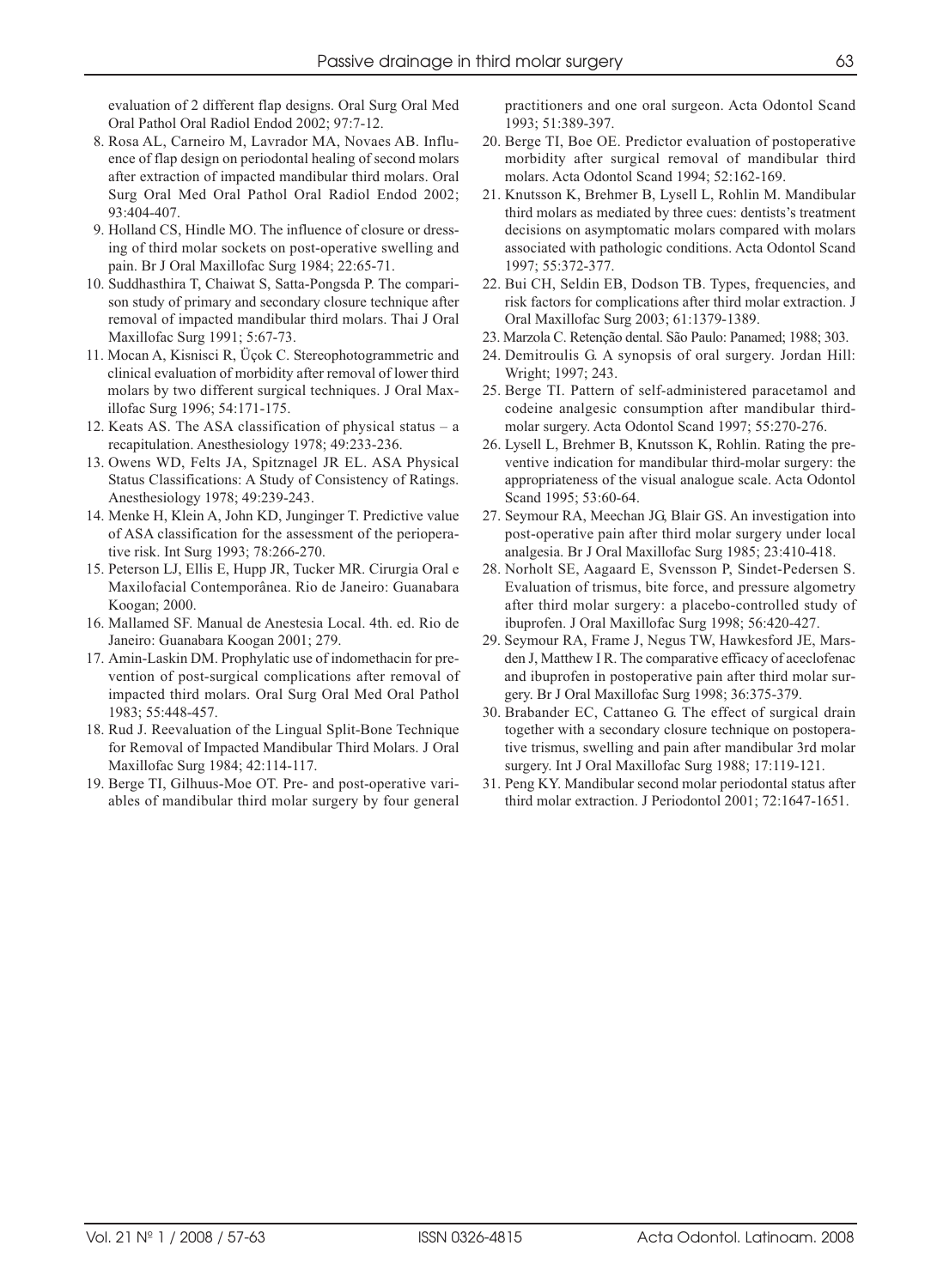evaluation of 2 different flap designs. Oral Surg Oral Med Oral Pathol Oral Radiol Endod 2002; 97:7-12.

8. Rosa AL, Carneiro M, Lavrador MA, Novaes AB. Influence of flap design on periodontal healing of second molars after extraction of impacted mandibular third molars. Oral Surg Oral Med Oral Pathol Oral Radiol Endod 2002; 93:404-407.
9. Holland CS, Hindle MO. The influence of closure or dressing of third molar sockets on post-operative swelling and pain. Br J Oral Maxillofac Surg 1984; 22:65-71.
10. Suddhasthira T, Chaiwat S, Satta-Pongsda P. The comparison study of primary and secondary closure technique after removal of impacted mandibular third molars. Thai J Oral Maxillofac Surg 1991; 5:67-73.
11. Mocan A, Kisnisci R, Üçok C. Stereophotogrammetric and clinical evaluation of morbidity after removal of lower third molars by two different surgical techniques. J Oral Maxillofac Surg 1996; 54:171-175.
12. Keats AS. The ASA classification of physical status – a recapitulation. Anesthesiology 1978; 49:233-236.
13. Owens WD, Felts JA, Spitznagel JR EL. ASA Physical Status Classifications: A Study of Consistency of Ratings. Anesthesiology 1978; 49:239-243.
14. Menke H, Klein A, John KD, Junginger T. Predictive value of ASA classification for the assessment of the perioperative risk. Int Surg 1993; 78:266-270.
15. Peterson LJ, Ellis E, Hupp JR, Tucker MR. Cirurgia Oral e Maxilofacial Contemporânea. Rio de Janeiro: Guanabara Koogan; 2000.
16. Mallamed SF. Manual de Anestesia Local. 4th. ed. Rio de Janeiro: Guanabara Koogan 2001; 279.
17. Amin-Laskin DM. Prophylatic use of indomethacin for prevention of post-surgical complications after removal of impacted third molars. Oral Surg Oral Med Oral Pathol 1983; 55:448-457.
18. Rud J. Reevaluation of the Lingual Split-Bone Technique for Removal of Impacted Mandibular Third Molars. J Oral Maxillofac Surg 1984; 42:114-117.
19. Berge TI, Gilhuus-Moe OT. Pre- and post-operative variables of mandibular third molar surgery by four general practitioners and one oral surgeon. Acta Odontol Scand 1993; 51:389-397.
20. Berge TI, Boe OE. Predictor evaluation of postoperative morbidity after surgical removal of mandibular third molars. Acta Odontol Scand 1994; 52:162-169.
21. Knutsson K, Brehmer B, Lysell L, Rohlin M. Mandibular third molars as mediated by three cues: dentists's treatment decisions on asymptomatic molars compared with molars associated with pathologic conditions. Acta Odontol Scand 1997; 55:372-377.
22. Bui CH, Seldin EB, Dodson TB. Types, frequencies, and risk factors for complications after third molar extraction. J Oral Maxillofac Surg 2003; 61:1379-1389.
23. Marzola C. Retenção dental. São Paulo: Panamed; 1988; 303.
24. Demitroulis G. A synopsis of oral surgery. Jordan Hill: Wright; 1997; 243.
25. Berge TI. Pattern of self-administered paracetamol and codeine analgesic consumption after mandibular third-molar surgery. Acta Odontol Scand 1997; 55:270-276.
26. Lysell L, Brehmer B, Knutsson K, Rohlin. Rating the preventive indication for mandibular third-molar surgery: the appropriateness of the visual analogue scale. Acta Odontol Scand 1995; 53:60-64.
27. Seymour RA, Meechan JG, Blair GS. An investigation into post-operative pain after third molar surgery under local analgesia. Br J Oral Maxillofac Surg 1985; 23:410-418.
28. Norholt SE, Aagaard E, Svensson P, Sindet-Pedersen S. Evaluation of trismus, bite force, and pressure algometry after third molar surgery: a placebo-controlled study of ibuprofen. J Oral Maxillofac Surg 1998; 56:420-427.
29. Seymour RA, Frame J, Negus TW, Hawkesford JE, Marsden J, Matthew I R. The comparative efficacy of aceclofenac and ibuprofen in postoperative pain after third molar surgery. Br J Oral Maxillofac Surg 1998; 36:375-379.
30. Brabander EC, Cattaneo G. The effect of surgical drain together with a secondary closure technique on postoperative trismus, swelling and pain after mandibular 3rd molar surgery. Int J Oral Maxillofac Surg 1988; 17:119-121.
31. Peng KY. Mandibular second molar periodontal status after third molar extraction. J Periodontol 2001; 72:1647-1651.